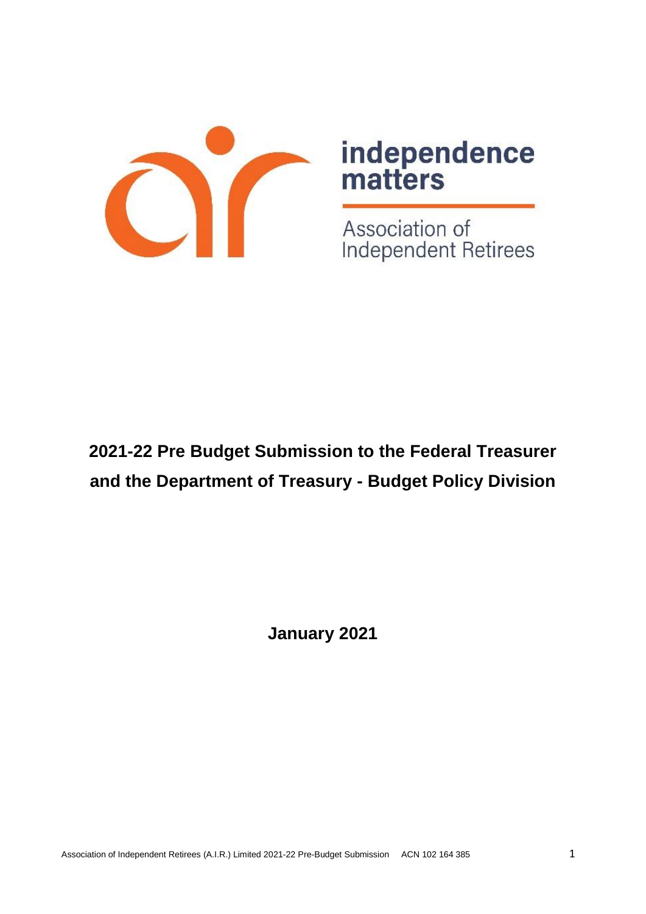independence matters

Association of Independent Retirees

# 2021-22 Pre Budget Submission to the Federal Treasurer and the Department of Treasury - Budget Policy Division

**January 2021**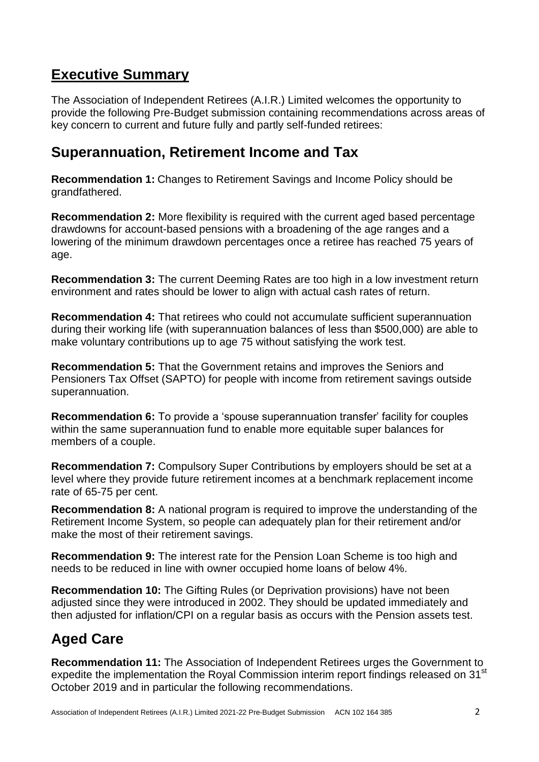# Executive Summary

The Association of Independent Retirees (A.I.R.) Limited welcomes the opportunity to provide the following Pre-Budget submission containing recommendations across areas of key concern to current and future fully and partly self-funded retirees:

## Superannuation, Retirement Income and Tax

**Recommendation 1:** Changes to Retirement Savings and Income Policy should be grandfathered.

**Recommendation 2:** More flexibility is required with the current aged based percentage drawdowns for account-based pensions with a broadening of the age ranges and a lowering of the minimum drawdown percentages once a retiree has reached 75 years of age.

**Recommendation 3:** The current Deeming Rates are too high in a low investment return environment and rates should be lower to align with actual cash rates of return.

**Recommendation 4:** That retirees who could not accumulate sufficient superannuation during their working life (with superannuation balances of less than $500,000) are able to make voluntary contributions up to age 75 without satisfying the work test.

**Recommendation 5:** That the Government retains and improves the Seniors and Pensioners Tax Offset (SAPTO) for people with income from retirement savings outside superannuation.

**Recommendation 6:** To provide a 'spouse superannuation transfer' facility for couples within the same superannuation fund to enable more equitable super balances for members of a couple.

**Recommendation 7:** Compulsory Super Contributions by employers should be set at a level where they provide future retirement incomes at a benchmark replacement income rate of 65-75 per cent.

**Recommendation 8:** A national program is required to improve the understanding of the Retirement Income System, so people can adequately plan for their retirement and/or make the most of their retirement savings.

**Recommendation 9:** The interest rate for the Pension Loan Scheme is too high and needs to be reduced in line with owner occupied home loans of below 4%.

**Recommendation 10:** The Gifting Rules (or Deprivation provisions) have not been adjusted since they were introduced in 2002. They should be updated immediately and then adjusted for inflation/CPI on a regular basis as occurs with the Pension assets test.

## Aged Care

**Recommendation 11:** The Association of Independent Retirees urges the Government to expedite the implementation the Royal Commission interim report findings released on 31st October 2019 and in particular the following recommendations.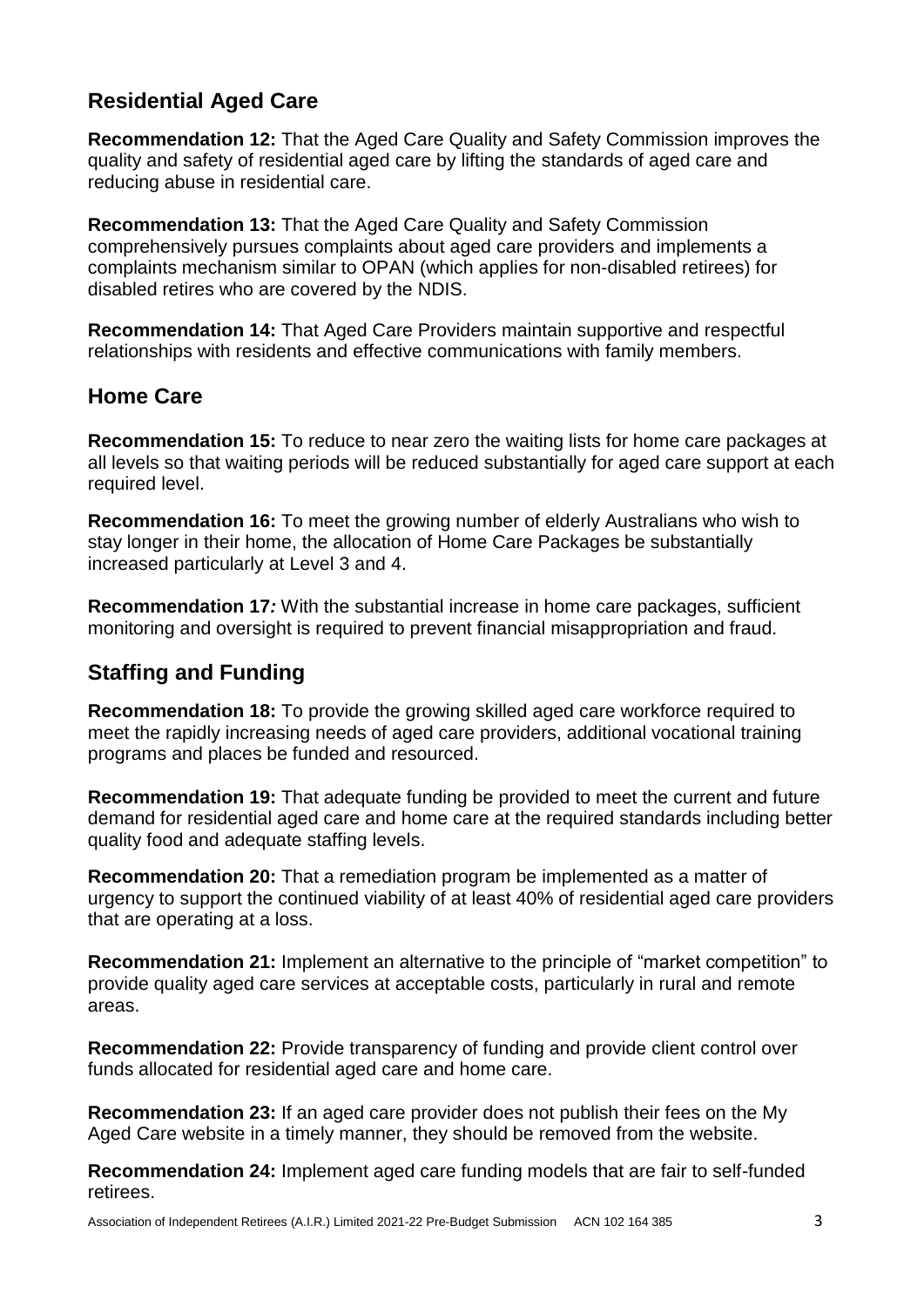## Residential Aged Care

**Recommendation 12:** That the Aged Care Quality and Safety Commission improves the quality and safety of residential aged care by lifting the standards of aged care and reducing abuse in residential care.

**Recommendation 13:** That the Aged Care Quality and Safety Commission comprehensively pursues complaints about aged care providers and implements a complaints mechanism similar to OPAN (which applies for non-disabled retirees) for disabled retires who are covered by the NDIS.

**Recommendation 14:** That Aged Care Providers maintain supportive and respectful relationships with residents and effective communications with family members.

## Home Care

**Recommendation 15:** To reduce to near zero the waiting lists for home care packages at all levels so that waiting periods will be reduced substantially for aged care support at each required level.

**Recommendation 16:** To meet the growing number of elderly Australians who wish to stay longer in their home, the allocation of Home Care Packages be substantially increased particularly at Level 3 and 4.

**Recommendation 17***:* With the substantial increase in home care packages, sufficient monitoring and oversight is required to prevent financial misappropriation and fraud.

## Staffing and Funding

**Recommendation 18:** To provide the growing skilled aged care workforce required to meet the rapidly increasing needs of aged care providers, additional vocational training programs and places be funded and resourced.

**Recommendation 19:** That adequate funding be provided to meet the current and future demand for residential aged care and home care at the required standards including better quality food and adequate staffing levels.

**Recommendation 20:** That a remediation program be implemented as a matter of urgency to support the continued viability of at least 40% of residential aged care providers that are operating at a loss.

**Recommendation 21:** Implement an alternative to the principle of "market competition" to provide quality aged care services at acceptable costs, particularly in rural and remote areas.

**Recommendation 22:** Provide transparency of funding and provide client control over funds allocated for residential aged care and home care.

**Recommendation 23:** If an aged care provider does not publish their fees on the My Aged Care website in a timely manner, they should be removed from the website.

**Recommendation 24:** Implement aged care funding models that are fair to self-funded retirees.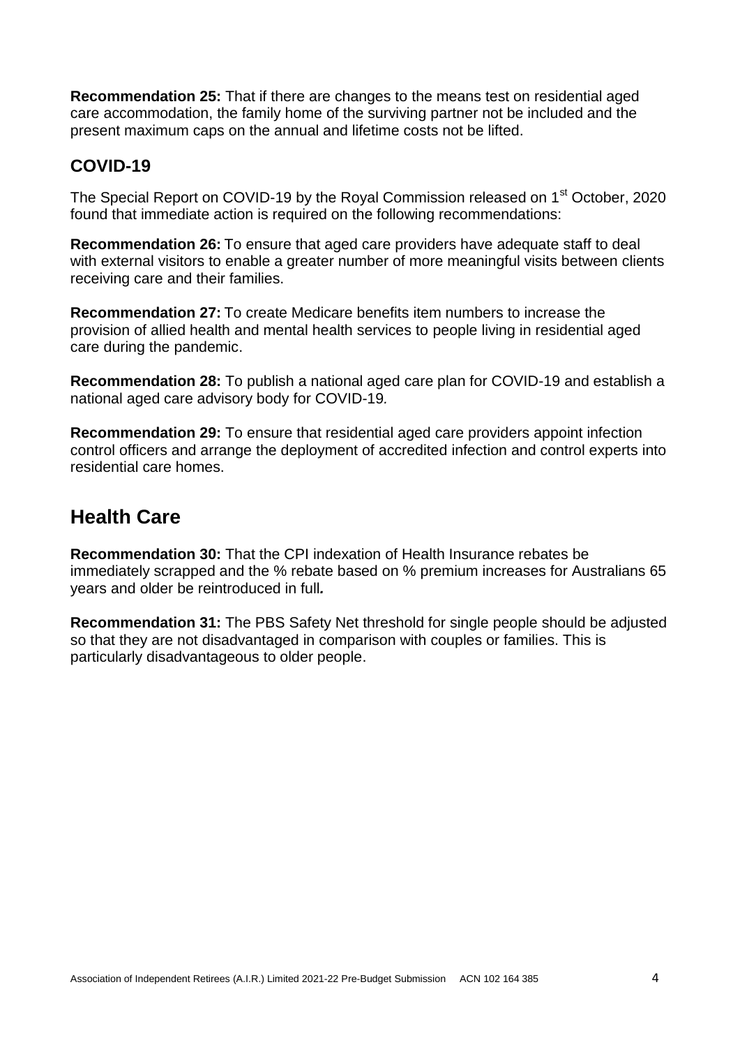**Recommendation 25:** That if there are changes to the means test on residential aged care accommodation, the family home of the surviving partner not be included and the present maximum caps on the annual and lifetime costs not be lifted.

### COVID-19

The Special Report on COVID-19 by the Royal Commission released on 1st October, 2020 found that immediate action is required on the following recommendations:

**Recommendation 26:** To ensure that aged care providers have adequate staff to deal with external visitors to enable a greater number of more meaningful visits between clients receiving care and their families.

**Recommendation 27:** To create Medicare benefits item numbers to increase the provision of allied health and mental health services to people living in residential aged care during the pandemic.

**Recommendation 28:** To publish a national aged care plan for COVID-19 and establish a national aged care advisory body for COVID-19.

**Recommendation 29:** To ensure that residential aged care providers appoint infection control officers and arrange the deployment of accredited infection and control experts into residential care homes.

## Health Care

**Recommendation 30:** That the CPI indexation of Health Insurance rebates be immediately scrapped and the % rebate based on % premium increases for Australians 65 years and older be reintroduced in full***.***

**Recommendation 31:** The PBS Safety Net threshold for single people should be adjusted so that they are not disadvantaged in comparison with couples or families. This is particularly disadvantageous to older people.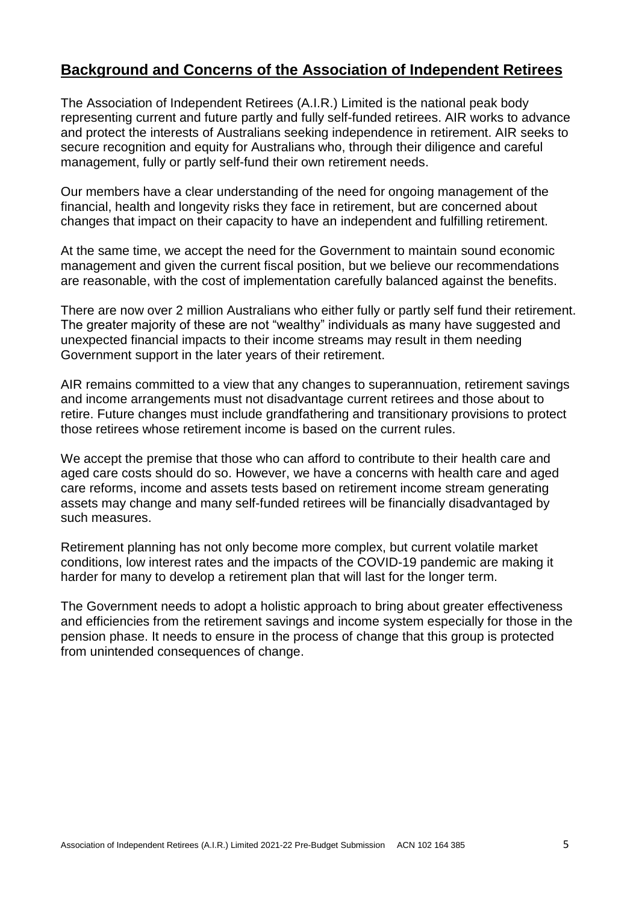## **Background and Concerns of the Association of Independent Retirees**

The Association of Independent Retirees (A.I.R.) Limited is the national peak body representing current and future partly and fully self-funded retirees. AIR works to advance and protect the interests of Australians seeking independence in retirement. AIR seeks to secure recognition and equity for Australians who, through their diligence and careful management, fully or partly self-fund their own retirement needs.

Our members have a clear understanding of the need for ongoing management of the financial, health and longevity risks they face in retirement, but are concerned about changes that impact on their capacity to have an independent and fulfilling retirement.

At the same time, we accept the need for the Government to maintain sound economic management and given the current fiscal position, but we believe our recommendations are reasonable, with the cost of implementation carefully balanced against the benefits.

There are now over 2 million Australians who either fully or partly self fund their retirement. The greater majority of these are not "wealthy" individuals as many have suggested and unexpected financial impacts to their income streams may result in them needing Government support in the later years of their retirement.

AIR remains committed to a view that any changes to superannuation, retirement savings and income arrangements must not disadvantage current retirees and those about to retire. Future changes must include grandfathering and transitionary provisions to protect those retirees whose retirement income is based on the current rules.

We accept the premise that those who can afford to contribute to their health care and aged care costs should do so. However, we have a concerns with health care and aged care reforms, income and assets tests based on retirement income stream generating assets may change and many self-funded retirees will be financially disadvantaged by such measures.

Retirement planning has not only become more complex, but current volatile market conditions, low interest rates and the impacts of the COVID-19 pandemic are making it harder for many to develop a retirement plan that will last for the longer term.

The Government needs to adopt a holistic approach to bring about greater effectiveness and efficiencies from the retirement savings and income system especially for those in the pension phase. It needs to ensure in the process of change that this group is protected from unintended consequences of change.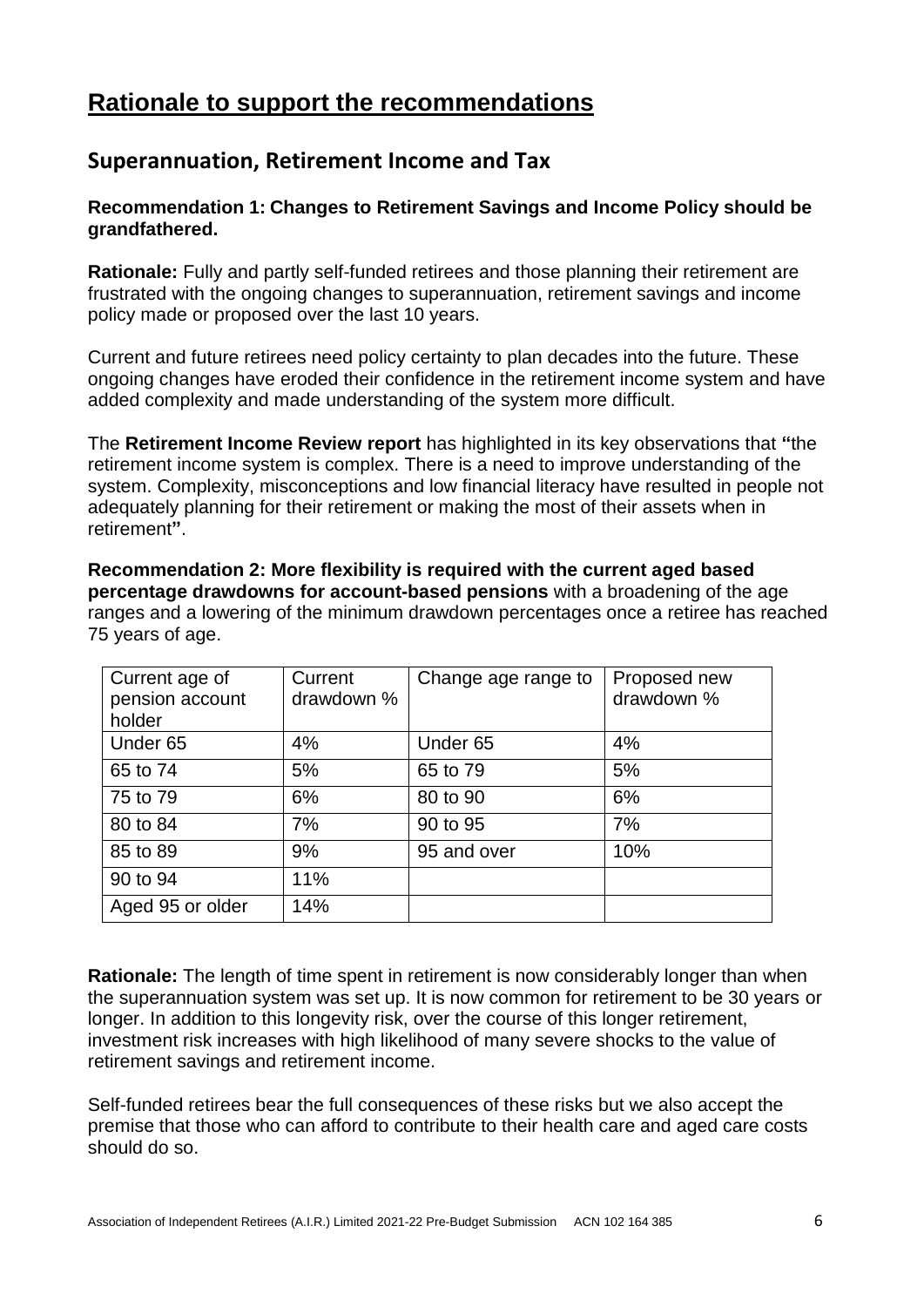# Rationale to support the recommendations

## Superannuation, Retirement Income and Tax

**Recommendation 1: Changes to Retirement Savings and Income Policy should be grandfathered.**

**Rationale:** Fully and partly self-funded retirees and those planning their retirement are frustrated with the ongoing changes to superannuation, retirement savings and income policy made or proposed over the last 10 years.

Current and future retirees need policy certainty to plan decades into the future. These ongoing changes have eroded their confidence in the retirement income system and have added complexity and made understanding of the system more difficult.

The **Retirement Income Review report** has highlighted in its key observations that **"**the retirement income system is complex. There is a need to improve understanding of the system. Complexity, misconceptions and low financial literacy have resulted in people not adequately planning for their retirement or making the most of their assets when in retirement**"**.

**Recommendation 2: More flexibility is required with the current aged based percentage drawdowns for account-based pensions** with a broadening of the age ranges and a lowering of the minimum drawdown percentages once a retiree has reached 75 years of age.

| Current age of pension account holder | Current drawdown % | Change age range to | Proposed new drawdown % |
|---|---|---|---|
| Under 65 | 4% | Under 65 | 4% |
| 65 to 74 | 5% | 65 to 79 | 5% |
| 75 to 79 | 6% | 80 to 90 | 6% |
| 80 to 84 | 7% | 90 to 95 | 7% |
| 85 to 89 | 9% | 95 and over | 10% |
| 90 to 94 | 11% | | |
| Aged 95 or older | 14% | | |

**Rationale:** The length of time spent in retirement is now considerably longer than when the superannuation system was set up. It is now common for retirement to be 30 years or longer. In addition to this longevity risk, over the course of this longer retirement, investment risk increases with high likelihood of many severe shocks to the value of retirement savings and retirement income.

Self-funded retirees bear the full consequences of these risks but we also accept the premise that those who can afford to contribute to their health care and aged care costs should do so.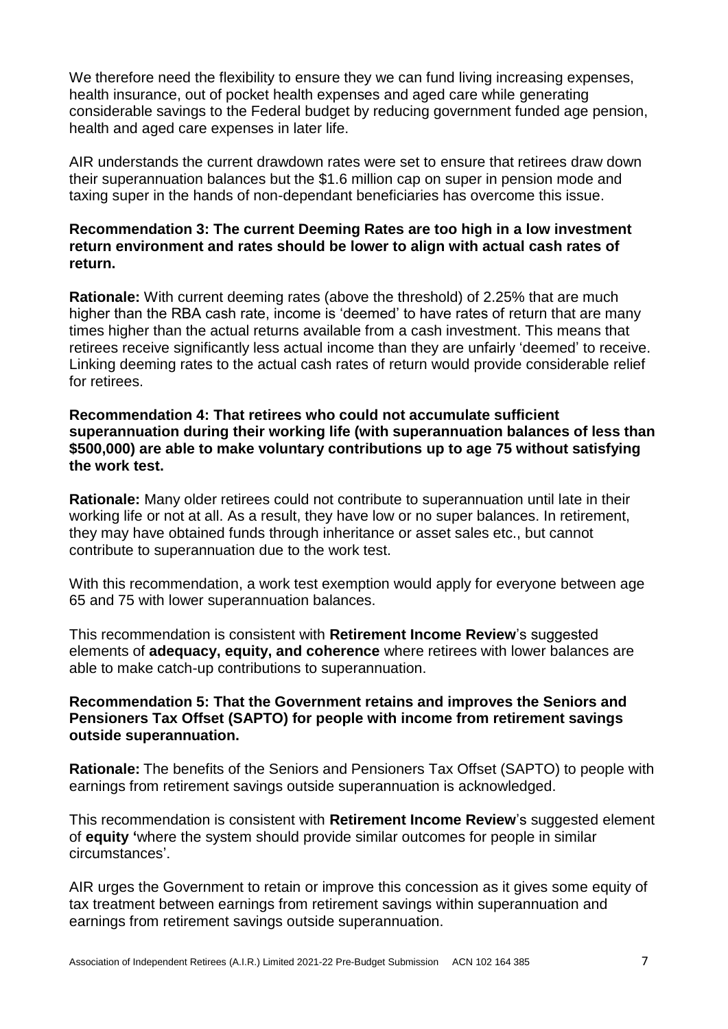We therefore need the flexibility to ensure they we can fund living increasing expenses, health insurance, out of pocket health expenses and aged care while generating considerable savings to the Federal budget by reducing government funded age pension, health and aged care expenses in later life.

AIR understands the current drawdown rates were set to ensure that retirees draw down their superannuation balances but the $1.6 million cap on super in pension mode and taxing super in the hands of non-dependant beneficiaries has overcome this issue.

**Recommendation 3: The current Deeming Rates are too high in a low investment return environment and rates should be lower to align with actual cash rates of return.**

**Rationale:** With current deeming rates (above the threshold) of 2.25% that are much higher than the RBA cash rate, income is 'deemed' to have rates of return that are many times higher than the actual returns available from a cash investment. This means that retirees receive significantly less actual income than they are unfairly 'deemed' to receive. Linking deeming rates to the actual cash rates of return would provide considerable relief for retirees.

**Recommendation 4: That retirees who could not accumulate sufficient superannuation during their working life (with superannuation balances of less than $500,000) are able to make voluntary contributions up to age 75 without satisfying the work test.**

**Rationale:** Many older retirees could not contribute to superannuation until late in their working life or not at all. As a result, they have low or no super balances. In retirement, they may have obtained funds through inheritance or asset sales etc., but cannot contribute to superannuation due to the work test.

With this recommendation, a work test exemption would apply for everyone between age 65 and 75 with lower superannuation balances.

This recommendation is consistent with **Retirement Income Review**'s suggested elements of **adequacy, equity, and coherence** where retirees with lower balances are able to make catch-up contributions to superannuation.

**Recommendation 5: That the Government retains and improves the Seniors and Pensioners Tax Offset (SAPTO) for people with income from retirement savings outside superannuation.**

**Rationale:** The benefits of the Seniors and Pensioners Tax Offset (SAPTO) to people with earnings from retirement savings outside superannuation is acknowledged.

This recommendation is consistent with **Retirement Income Review**'s suggested element of **equity '**where the system should provide similar outcomes for people in similar circumstances'.

AIR urges the Government to retain or improve this concession as it gives some equity of tax treatment between earnings from retirement savings within superannuation and earnings from retirement savings outside superannuation.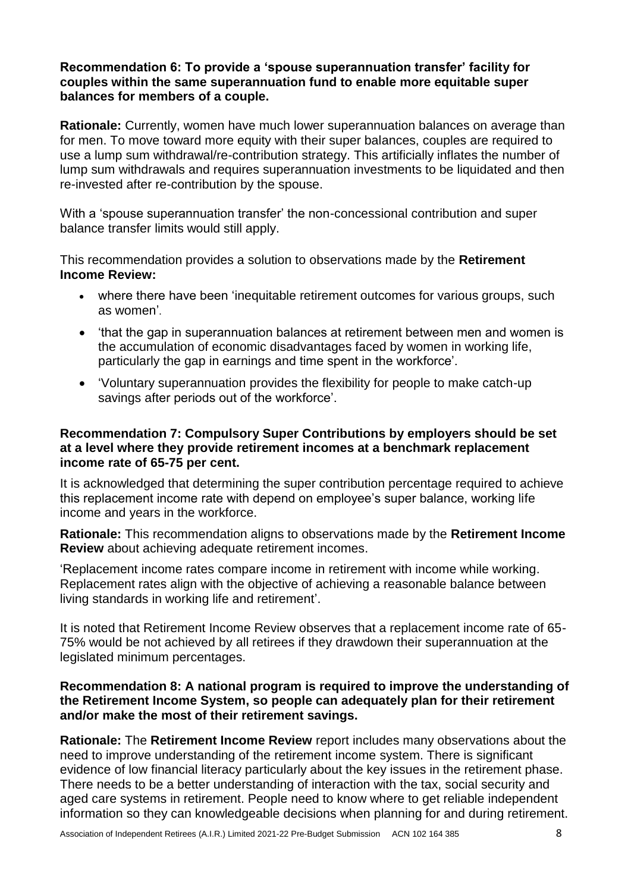**Recommendation 6: To provide a 'spouse superannuation transfer' facility for couples within the same superannuation fund to enable more equitable super balances for members of a couple.**

**Rationale:** Currently, women have much lower superannuation balances on average than for men. To move toward more equity with their super balances, couples are required to use a lump sum withdrawal/re-contribution strategy. This artificially inflates the number of lump sum withdrawals and requires superannuation investments to be liquidated and then re-invested after re-contribution by the spouse.

With a 'spouse superannuation transfer' the non-concessional contribution and super balance transfer limits would still apply.

This recommendation provides a solution to observations made by the **Retirement Income Review:**

- where there have been 'inequitable retirement outcomes for various groups, such as women'.
- 'that the gap in superannuation balances at retirement between men and women is the accumulation of economic disadvantages faced by women in working life, particularly the gap in earnings and time spent in the workforce'.
- 'Voluntary superannuation provides the flexibility for people to make catch-up savings after periods out of the workforce'.

**Recommendation 7: Compulsory Super Contributions by employers should be set at a level where they provide retirement incomes at a benchmark replacement income rate of 65-75 per cent.**

It is acknowledged that determining the super contribution percentage required to achieve this replacement income rate with depend on employee's super balance, working life income and years in the workforce.

**Rationale:** This recommendation aligns to observations made by the **Retirement Income Review** about achieving adequate retirement incomes.

'Replacement income rates compare income in retirement with income while working. Replacement rates align with the objective of achieving a reasonable balance between living standards in working life and retirement'.

It is noted that Retirement Income Review observes that a replacement income rate of 65-75% would be not achieved by all retirees if they drawdown their superannuation at the legislated minimum percentages.

**Recommendation 8: A national program is required to improve the understanding of the Retirement Income System, so people can adequately plan for their retirement and/or make the most of their retirement savings.**

**Rationale:** The **Retirement Income Review** report includes many observations about the need to improve understanding of the retirement income system. There is significant evidence of low financial literacy particularly about the key issues in the retirement phase. There needs to be a better understanding of interaction with the tax, social security and aged care systems in retirement. People need to know where to get reliable independent information so they can knowledgeable decisions when planning for and during retirement.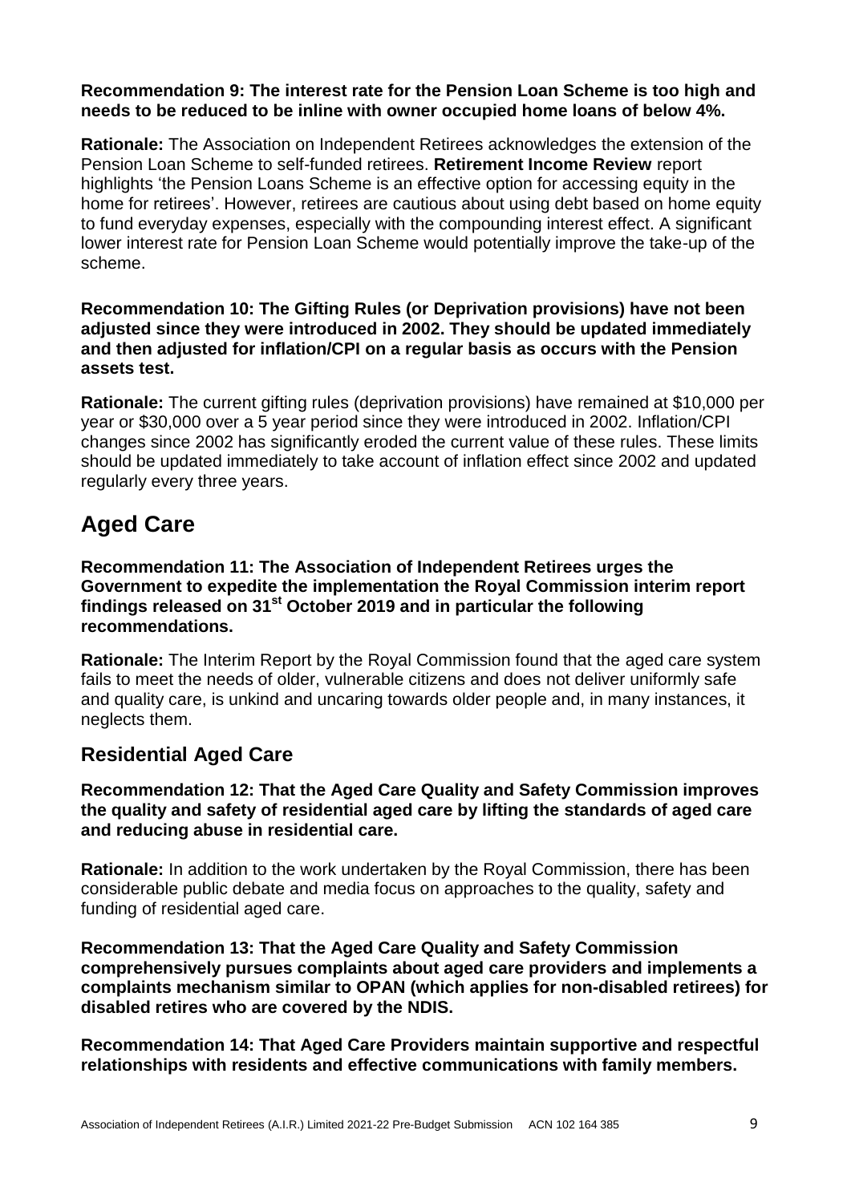**Recommendation 9: The interest rate for the Pension Loan Scheme is too high and needs to be reduced to be inline with owner occupied home loans of below 4%.**

**Rationale:** The Association on Independent Retirees acknowledges the extension of the Pension Loan Scheme to self-funded retirees. **Retirement Income Review** report highlights 'the Pension Loans Scheme is an effective option for accessing equity in the home for retirees'. However, retirees are cautious about using debt based on home equity to fund everyday expenses, especially with the compounding interest effect. A significant lower interest rate for Pension Loan Scheme would potentially improve the take-up of the scheme.

**Recommendation 10: The Gifting Rules (or Deprivation provisions) have not been adjusted since they were introduced in 2002. They should be updated immediately and then adjusted for inflation/CPI on a regular basis as occurs with the Pension assets test.**

**Rationale:** The current gifting rules (deprivation provisions) have remained at $10,000 per year or $30,000 over a 5 year period since they were introduced in 2002. Inflation/CPI changes since 2002 has significantly eroded the current value of these rules. These limits should be updated immediately to take account of inflation effect since 2002 and updated regularly every three years.

# Aged Care

**Recommendation 11: The Association of Independent Retirees urges the Government to expedite the implementation the Royal Commission interim report findings released on 31st October 2019 and in particular the following recommendations.**

**Rationale:** The Interim Report by the Royal Commission found that the aged care system fails to meet the needs of older, vulnerable citizens and does not deliver uniformly safe and quality care, is unkind and uncaring towards older people and, in many instances, it neglects them.

## Residential Aged Care

**Recommendation 12: That the Aged Care Quality and Safety Commission improves the quality and safety of residential aged care by lifting the standards of aged care and reducing abuse in residential care.**

**Rationale:** In addition to the work undertaken by the Royal Commission, there has been considerable public debate and media focus on approaches to the quality, safety and funding of residential aged care.

**Recommendation 13: That the Aged Care Quality and Safety Commission comprehensively pursues complaints about aged care providers and implements a complaints mechanism similar to OPAN (which applies for non-disabled retirees) for disabled retires who are covered by the NDIS.**

**Recommendation 14: That Aged Care Providers maintain supportive and respectful relationships with residents and effective communications with family members.**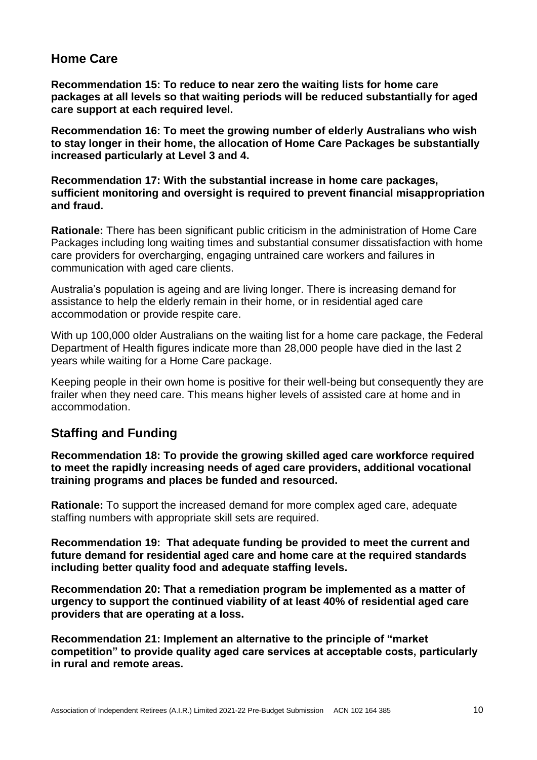## Home Care

**Recommendation 15: To reduce to near zero the waiting lists for home care packages at all levels so that waiting periods will be reduced substantially for aged care support at each required level.**

**Recommendation 16: To meet the growing number of elderly Australians who wish to stay longer in their home, the allocation of Home Care Packages be substantially increased particularly at Level 3 and 4.**

**Recommendation 17: With the substantial increase in home care packages, sufficient monitoring and oversight is required to prevent financial misappropriation and fraud.**

**Rationale:** There has been significant public criticism in the administration of Home Care Packages including long waiting times and substantial consumer dissatisfaction with home care providers for overcharging, engaging untrained care workers and failures in communication with aged care clients.

Australia's population is ageing and are living longer. There is increasing demand for assistance to help the elderly remain in their home, or in residential aged care accommodation or provide respite care.

With up 100,000 older Australians on the waiting list for a home care package, the Federal Department of Health figures indicate more than 28,000 people have died in the last 2 years while waiting for a Home Care package.

Keeping people in their own home is positive for their well-being but consequently they are frailer when they need care. This means higher levels of assisted care at home and in accommodation.

## Staffing and Funding

**Recommendation 18: To provide the growing skilled aged care workforce required to meet the rapidly increasing needs of aged care providers, additional vocational training programs and places be funded and resourced.**

**Rationale:** To support the increased demand for more complex aged care, adequate staffing numbers with appropriate skill sets are required.

**Recommendation 19: That adequate funding be provided to meet the current and future demand for residential aged care and home care at the required standards including better quality food and adequate staffing levels.**

**Recommendation 20: That a remediation program be implemented as a matter of urgency to support the continued viability of at least 40% of residential aged care providers that are operating at a loss.**

**Recommendation 21: Implement an alternative to the principle of "market competition" to provide quality aged care services at acceptable costs, particularly in rural and remote areas.**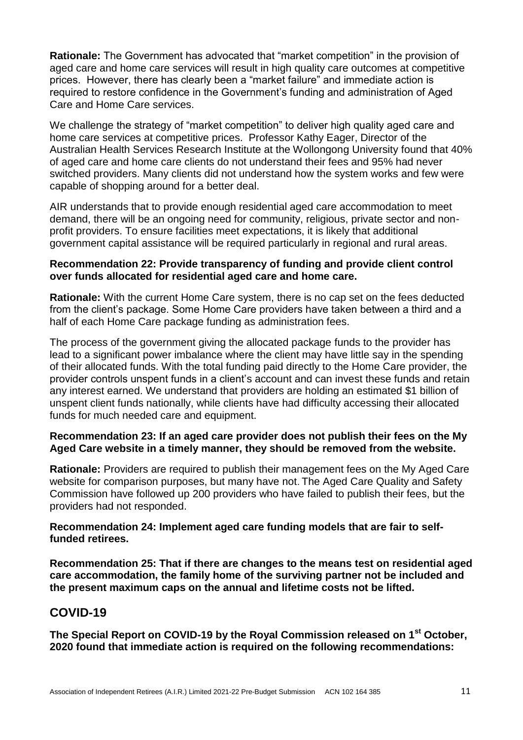**Rationale:** The Government has advocated that "market competition" in the provision of aged care and home care services will result in high quality care outcomes at competitive prices. However, there has clearly been a "market failure" and immediate action is required to restore confidence in the Government's funding and administration of Aged Care and Home Care services.

We challenge the strategy of "market competition" to deliver high quality aged care and home care services at competitive prices. Professor Kathy Eager, Director of the Australian Health Services Research Institute at the Wollongong University found that 40% of aged care and home care clients do not understand their fees and 95% had never switched providers. Many clients did not understand how the system works and few were capable of shopping around for a better deal.

AIR understands that to provide enough residential aged care accommodation to meet demand, there will be an ongoing need for community, religious, private sector and non-profit providers. To ensure facilities meet expectations, it is likely that additional government capital assistance will be required particularly in regional and rural areas.

**Recommendation 22: Provide transparency of funding and provide client control over funds allocated for residential aged care and home care.**

**Rationale:** With the current Home Care system, there is no cap set on the fees deducted from the client's package. Some Home Care providers have taken between a third and a half of each Home Care package funding as administration fees.

The process of the government giving the allocated package funds to the provider has lead to a significant power imbalance where the client may have little say in the spending of their allocated funds. With the total funding paid directly to the Home Care provider, the provider controls unspent funds in a client's account and can invest these funds and retain any interest earned. We understand that providers are holding an estimated $1 billion of unspent client funds nationally, while clients have had difficulty accessing their allocated funds for much needed care and equipment.

**Recommendation 23: If an aged care provider does not publish their fees on the My Aged Care website in a timely manner, they should be removed from the website.**

**Rationale:** Providers are required to publish their management fees on the My Aged Care website for comparison purposes, but many have not. The Aged Care Quality and Safety Commission have followed up 200 providers who have failed to publish their fees, but the providers had not responded.

**Recommendation 24: Implement aged care funding models that are fair to self-funded retirees.**

**Recommendation 25: That if there are changes to the means test on residential aged care accommodation, the family home of the surviving partner not be included and the present maximum caps on the annual and lifetime costs not be lifted.**

## COVID-19

**The Special Report on COVID-19 by the Royal Commission released on 1st October, 2020 found that immediate action is required on the following recommendations:**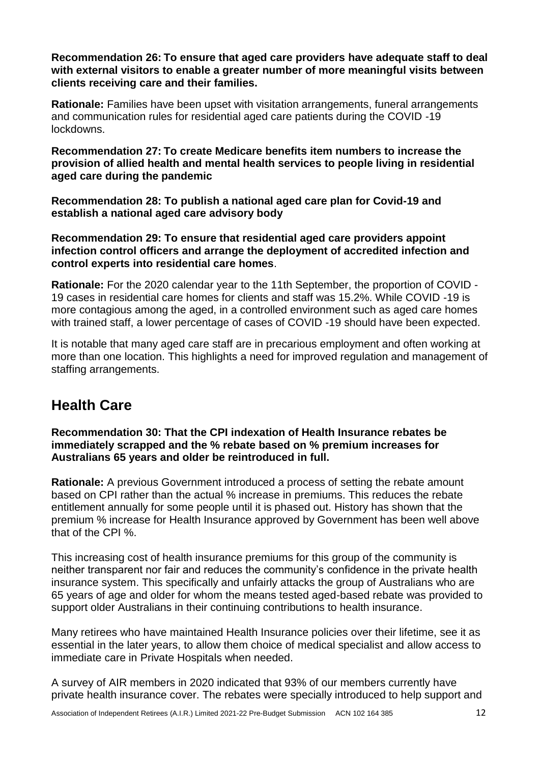**Recommendation 26: To ensure that aged care providers have adequate staff to deal with external visitors to enable a greater number of more meaningful visits between clients receiving care and their families.**

**Rationale:** Families have been upset with visitation arrangements, funeral arrangements and communication rules for residential aged care patients during the COVID -19 lockdowns.

**Recommendation 27: To create Medicare benefits item numbers to increase the provision of allied health and mental health services to people living in residential aged care during the pandemic**

**Recommendation 28: To publish a national aged care plan for Covid-19 and establish a national aged care advisory body**

**Recommendation 29: To ensure that residential aged care providers appoint infection control officers and arrange the deployment of accredited infection and control experts into residential care homes**.

**Rationale:** For the 2020 calendar year to the 11th September, the proportion of COVID -19 cases in residential care homes for clients and staff was 15.2%. While COVID -19 is more contagious among the aged, in a controlled environment such as aged care homes with trained staff, a lower percentage of cases of COVID -19 should have been expected.

It is notable that many aged care staff are in precarious employment and often working at more than one location. This highlights a need for improved regulation and management of staffing arrangements.

## Health Care

**Recommendation 30: That the CPI indexation of Health Insurance rebates be immediately scrapped and the % rebate based on % premium increases for Australians 65 years and older be reintroduced in full.**

**Rationale:** A previous Government introduced a process of setting the rebate amount based on CPI rather than the actual % increase in premiums. This reduces the rebate entitlement annually for some people until it is phased out. History has shown that the premium % increase for Health Insurance approved by Government has been well above that of the CPI %.

This increasing cost of health insurance premiums for this group of the community is neither transparent nor fair and reduces the community's confidence in the private health insurance system. This specifically and unfairly attacks the group of Australians who are 65 years of age and older for whom the means tested aged-based rebate was provided to support older Australians in their continuing contributions to health insurance.

Many retirees who have maintained Health Insurance policies over their lifetime, see it as essential in the later years, to allow them choice of medical specialist and allow access to immediate care in Private Hospitals when needed.

A survey of AIR members in 2020 indicated that 93% of our members currently have private health insurance cover. The rebates were specially introduced to help support and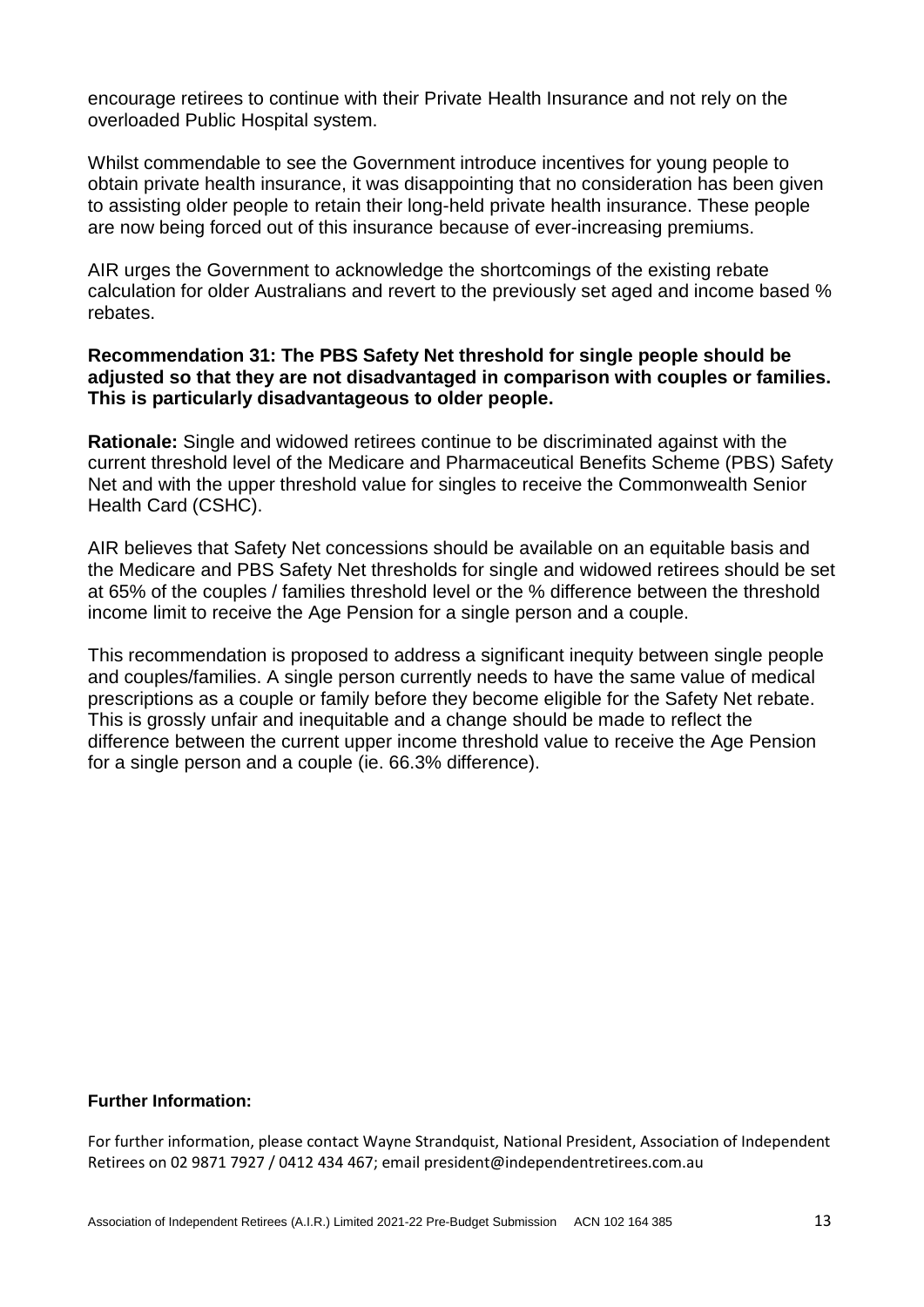encourage retirees to continue with their Private Health Insurance and not rely on the overloaded Public Hospital system.

Whilst commendable to see the Government introduce incentives for young people to obtain private health insurance, it was disappointing that no consideration has been given to assisting older people to retain their long-held private health insurance. These people are now being forced out of this insurance because of ever-increasing premiums.

AIR urges the Government to acknowledge the shortcomings of the existing rebate calculation for older Australians and revert to the previously set aged and income based % rebates.

**Recommendation 31: The PBS Safety Net threshold for single people should be adjusted so that they are not disadvantaged in comparison with couples or families. This is particularly disadvantageous to older people.**

**Rationale:** Single and widowed retirees continue to be discriminated against with the current threshold level of the Medicare and Pharmaceutical Benefits Scheme (PBS) Safety Net and with the upper threshold value for singles to receive the Commonwealth Senior Health Card (CSHC).

AIR believes that Safety Net concessions should be available on an equitable basis and the Medicare and PBS Safety Net thresholds for single and widowed retirees should be set at 65% of the couples / families threshold level or the % difference between the threshold income limit to receive the Age Pension for a single person and a couple.

This recommendation is proposed to address a significant inequity between single people and couples/families. A single person currently needs to have the same value of medical prescriptions as a couple or family before they become eligible for the Safety Net rebate. This is grossly unfair and inequitable and a change should be made to reflect the difference between the current upper income threshold value to receive the Age Pension for a single person and a couple (ie. 66.3% difference).

**Further Information:**

For further information, please contact Wayne Strandquist, National President, Association of Independent Retirees on 02 9871 7927 / 0412 434 467; email president@independentretirees.com.au